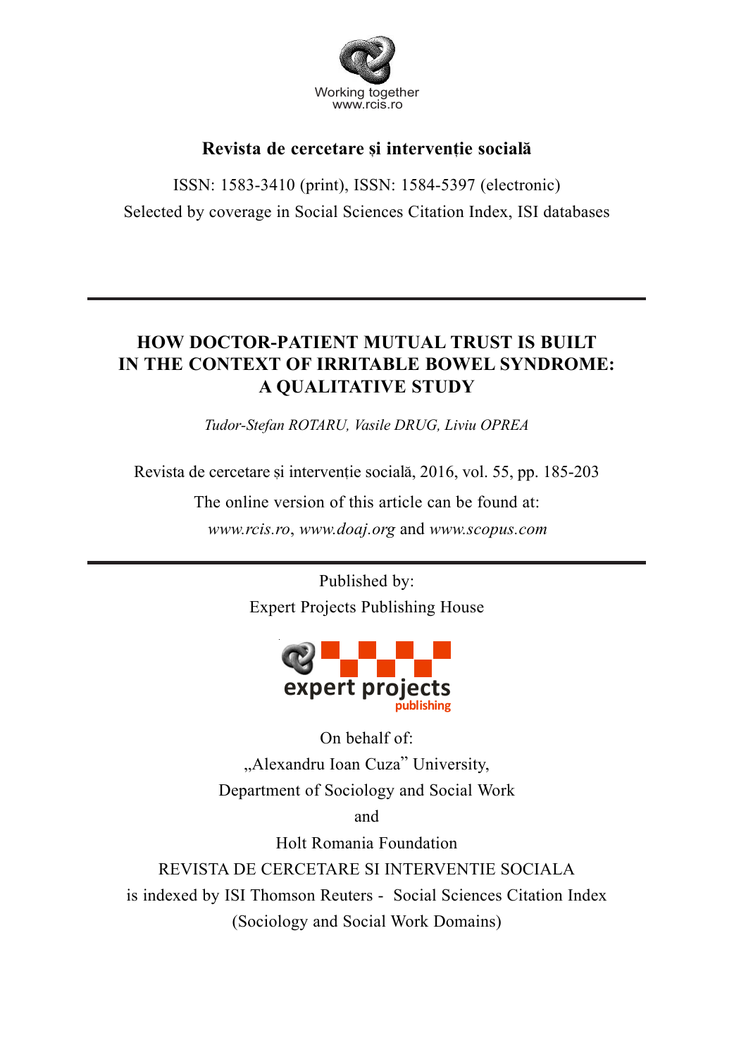Working together
www.rcis.ro

**Revista de cercetare și intervenție socială**

ISSN: 1583-3410 (print), ISSN: 1584-5397 (electronic)

Selected by coverage in Social Sciences Citation Index, ISI databases

# HOW DOCTOR-PATIENT MUTUAL TRUST IS BUILT IN THE CONTEXT OF IRRITABLE BOWEL SYNDROME: A QUALITATIVE STUDY

*Tudor-Stefan ROTARU, Vasile DRUG, Liviu OPREA*

Revista de cercetare și intervenție socială, 2016, vol. 55, pp. 185-203

The online version of this article can be found at:

*www.rcis.ro*, *www.doaj.org* and *www.scopus.com*

Published by:

Expert Projects Publishing House

expert projects
publishing

On behalf of:

„Alexandru Ioan Cuza" University,

Department of Sociology and Social Work

and

Holt Romania Foundation

REVISTA DE CERCETARE SI INTERVENTIE SOCIALA

is indexed by ISI Thomson Reuters - Social Sciences Citation Index

(Sociology and Social Work Domains)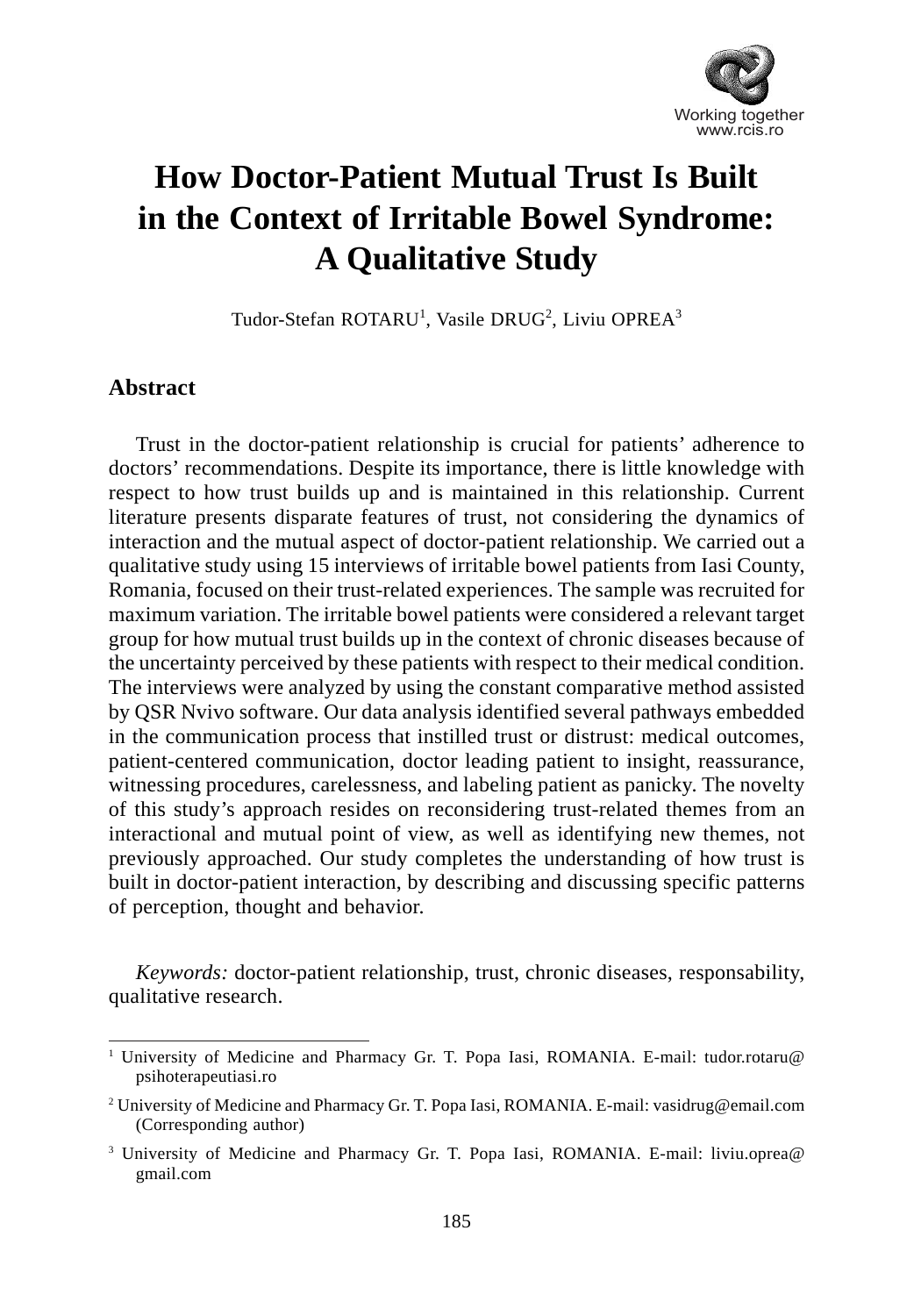# How Doctor-Patient Mutual Trust Is Built in the Context of Irritable Bowel Syndrome: A Qualitative Study

Tudor-Stefan ROTARU[1], Vasile DRUG[2], Liviu OPREA[3]

## Abstract

Trust in the doctor-patient relationship is crucial for patients' adherence to doctors' recommendations. Despite its importance, there is little knowledge with respect to how trust builds up and is maintained in this relationship. Current literature presents disparate features of trust, not considering the dynamics of interaction and the mutual aspect of doctor-patient relationship. We carried out a qualitative study using 15 interviews of irritable bowel patients from Iasi County, Romania, focused on their trust-related experiences. The sample was recruited for maximum variation. The irritable bowel patients were considered a relevant target group for how mutual trust builds up in the context of chronic diseases because of the uncertainty perceived by these patients with respect to their medical condition. The interviews were analyzed by using the constant comparative method assisted by QSR Nvivo software. Our data analysis identified several pathways embedded in the communication process that instilled trust or distrust: medical outcomes, patient-centered communication, doctor leading patient to insight, reassurance, witnessing procedures, carelessness, and labeling patient as panicky. The novelty of this study's approach resides on reconsidering trust-related themes from an interactional and mutual point of view, as well as identifying new themes, not previously approached. Our study completes the understanding of how trust is built in doctor-patient interaction, by describing and discussing specific patterns of perception, thought and behavior.

*Keywords:* doctor-patient relationship, trust, chronic diseases, responsability, qualitative research.

---

[1] University of Medicine and Pharmacy Gr. T. Popa Iasi, ROMANIA. E-mail: tudor.rotaru@psihoterapeutiasi.ro

[2] University of Medicine and Pharmacy Gr. T. Popa Iasi, ROMANIA. E-mail: vasidrug@email.com (Corresponding author)

[3] University of Medicine and Pharmacy Gr. T. Popa Iasi, ROMANIA. E-mail: liviu.oprea@gmail.com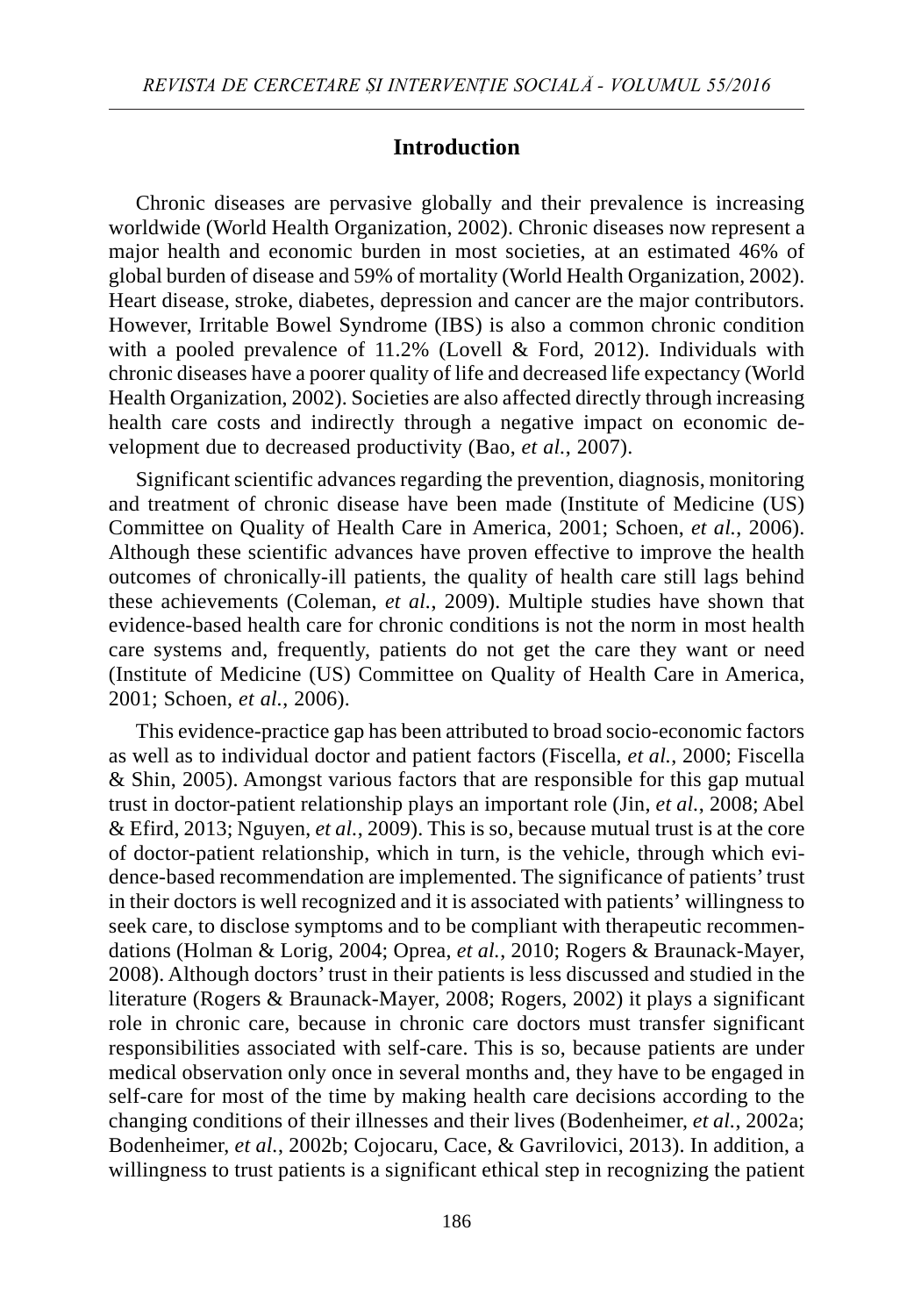## Introduction

Chronic diseases are pervasive globally and their prevalence is increasing worldwide (World Health Organization, 2002). Chronic diseases now represent a major health and economic burden in most societies, at an estimated 46% of global burden of disease and 59% of mortality (World Health Organization, 2002). Heart disease, stroke, diabetes, depression and cancer are the major contributors. However, Irritable Bowel Syndrome (IBS) is also a common chronic condition with a pooled prevalence of 11.2% (Lovell & Ford, 2012). Individuals with chronic diseases have a poorer quality of life and decreased life expectancy (World Health Organization, 2002). Societies are also affected directly through increasing health care costs and indirectly through a negative impact on economic development due to decreased productivity (Bao, *et al.*, 2007).

Significant scientific advances regarding the prevention, diagnosis, monitoring and treatment of chronic disease have been made (Institute of Medicine (US) Committee on Quality of Health Care in America, 2001; Schoen, *et al.*, 2006). Although these scientific advances have proven effective to improve the health outcomes of chronically-ill patients, the quality of health care still lags behind these achievements (Coleman, *et al.*, 2009). Multiple studies have shown that evidence-based health care for chronic conditions is not the norm in most health care systems and, frequently, patients do not get the care they want or need (Institute of Medicine (US) Committee on Quality of Health Care in America, 2001; Schoen, *et al.*, 2006).

This evidence-practice gap has been attributed to broad socio-economic factors as well as to individual doctor and patient factors (Fiscella, *et al.*, 2000; Fiscella & Shin, 2005). Amongst various factors that are responsible for this gap mutual trust in doctor-patient relationship plays an important role (Jin, *et al.*, 2008; Abel & Efird, 2013; Nguyen, *et al.*, 2009). This is so, because mutual trust is at the core of doctor-patient relationship, which in turn, is the vehicle, through which evidence-based recommendation are implemented. The significance of patients' trust in their doctors is well recognized and it is associated with patients' willingness to seek care, to disclose symptoms and to be compliant with therapeutic recommendations (Holman & Lorig, 2004; Oprea, *et al.*, 2010; Rogers & Braunack-Mayer, 2008). Although doctors' trust in their patients is less discussed and studied in the literature (Rogers & Braunack-Mayer, 2008; Rogers, 2002) it plays a significant role in chronic care, because in chronic care doctors must transfer significant responsibilities associated with self-care. This is so, because patients are under medical observation only once in several months and, they have to be engaged in self-care for most of the time by making health care decisions according to the changing conditions of their illnesses and their lives (Bodenheimer, *et al.*, 2002a; Bodenheimer, *et al.*, 2002b; Cojocaru, Cace, & Gavrilovici, 2013). In addition, a willingness to trust patients is a significant ethical step in recognizing the patient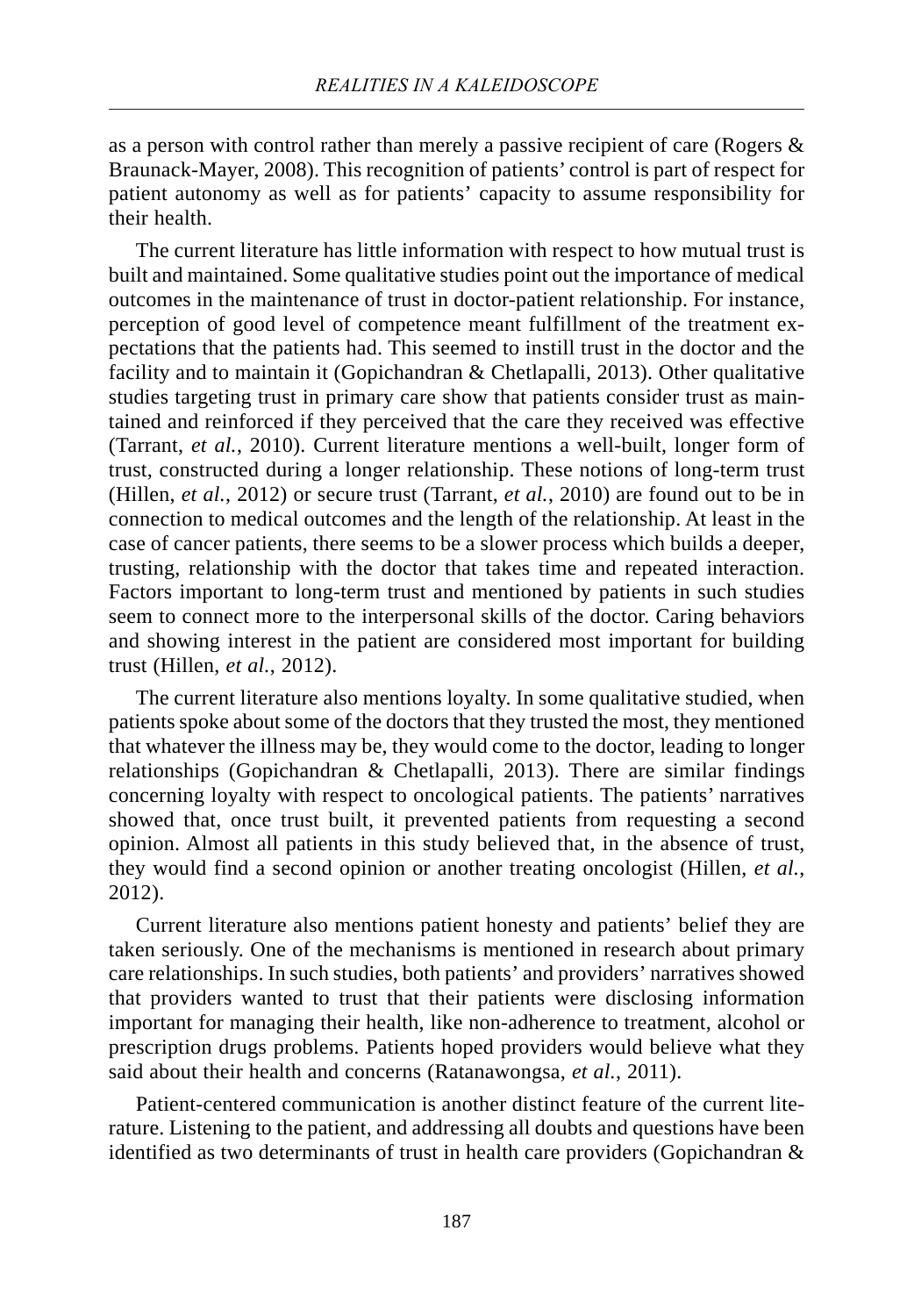as a person with control rather than merely a passive recipient of care (Rogers & Braunack-Mayer, 2008). This recognition of patients' control is part of respect for patient autonomy as well as for patients' capacity to assume responsibility for their health.

The current literature has little information with respect to how mutual trust is built and maintained. Some qualitative studies point out the importance of medical outcomes in the maintenance of trust in doctor-patient relationship. For instance, perception of good level of competence meant fulfillment of the treatment expectations that the patients had. This seemed to instill trust in the doctor and the facility and to maintain it (Gopichandran & Chetlapalli, 2013). Other qualitative studies targeting trust in primary care show that patients consider trust as maintained and reinforced if they perceived that the care they received was effective (Tarrant, *et al.*, 2010). Current literature mentions a well-built, longer form of trust, constructed during a longer relationship. These notions of long-term trust (Hillen, *et al.*, 2012) or secure trust (Tarrant, *et al.*, 2010) are found out to be in connection to medical outcomes and the length of the relationship. At least in the case of cancer patients, there seems to be a slower process which builds a deeper, trusting, relationship with the doctor that takes time and repeated interaction. Factors important to long-term trust and mentioned by patients in such studies seem to connect more to the interpersonal skills of the doctor. Caring behaviors and showing interest in the patient are considered most important for building trust (Hillen, *et al.*, 2012).

The current literature also mentions loyalty. In some qualitative studied, when patients spoke about some of the doctors that they trusted the most, they mentioned that whatever the illness may be, they would come to the doctor, leading to longer relationships (Gopichandran & Chetlapalli, 2013). There are similar findings concerning loyalty with respect to oncological patients. The patients' narratives showed that, once trust built, it prevented patients from requesting a second opinion. Almost all patients in this study believed that, in the absence of trust, they would find a second opinion or another treating oncologist (Hillen, *et al.*, 2012).

Current literature also mentions patient honesty and patients' belief they are taken seriously. One of the mechanisms is mentioned in research about primary care relationships. In such studies, both patients' and providers' narratives showed that providers wanted to trust that their patients were disclosing information important for managing their health, like non-adherence to treatment, alcohol or prescription drugs problems. Patients hoped providers would believe what they said about their health and concerns (Ratanawongsa, *et al.*, 2011).

Patient-centered communication is another distinct feature of the current literature. Listening to the patient, and addressing all doubts and questions have been identified as two determinants of trust in health care providers (Gopichandran &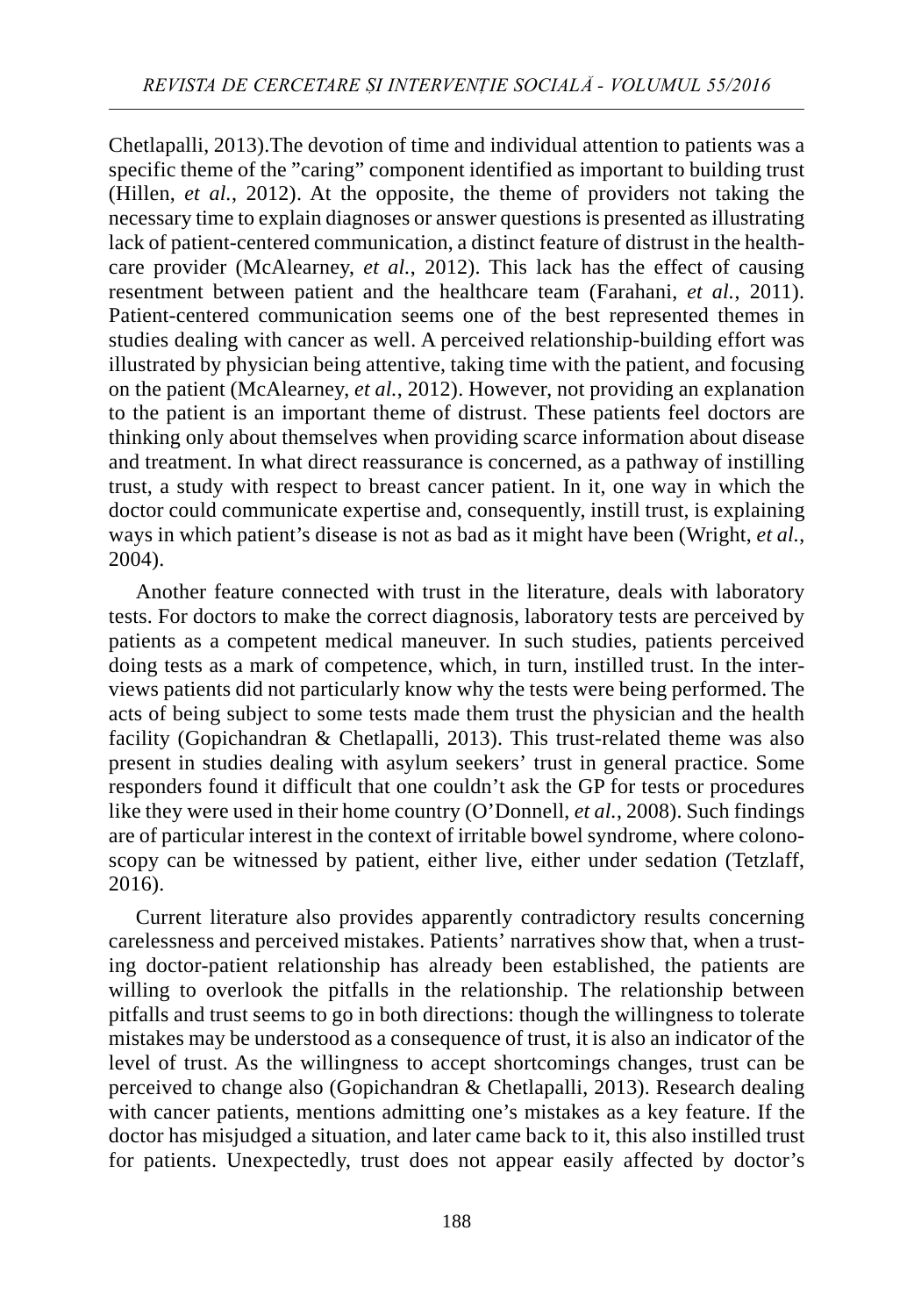Chetlapalli, 2013).The devotion of time and individual attention to patients was a specific theme of the "caring" component identified as important to building trust (Hillen, *et al.*, 2012). At the opposite, the theme of providers not taking the necessary time to explain diagnoses or answer questions is presented as illustrating lack of patient-centered communication, a distinct feature of distrust in the healthcare provider (McAlearney, *et al.*, 2012). This lack has the effect of causing resentment between patient and the healthcare team (Farahani, *et al.*, 2011). Patient-centered communication seems one of the best represented themes in studies dealing with cancer as well. A perceived relationship-building effort was illustrated by physician being attentive, taking time with the patient, and focusing on the patient (McAlearney, *et al.*, 2012). However, not providing an explanation to the patient is an important theme of distrust. These patients feel doctors are thinking only about themselves when providing scarce information about disease and treatment. In what direct reassurance is concerned, as a pathway of instilling trust, a study with respect to breast cancer patient. In it, one way in which the doctor could communicate expertise and, consequently, instill trust, is explaining ways in which patient's disease is not as bad as it might have been (Wright, *et al.*, 2004).

Another feature connected with trust in the literature, deals with laboratory tests. For doctors to make the correct diagnosis, laboratory tests are perceived by patients as a competent medical maneuver. In such studies, patients perceived doing tests as a mark of competence, which, in turn, instilled trust. In the interviews patients did not particularly know why the tests were being performed. The acts of being subject to some tests made them trust the physician and the health facility (Gopichandran & Chetlapalli, 2013). This trust-related theme was also present in studies dealing with asylum seekers' trust in general practice. Some responders found it difficult that one couldn't ask the GP for tests or procedures like they were used in their home country (O'Donnell, *et al.*, 2008). Such findings are of particular interest in the context of irritable bowel syndrome, where colonoscopy can be witnessed by patient, either live, either under sedation (Tetzlaff, 2016).

Current literature also provides apparently contradictory results concerning carelessness and perceived mistakes. Patients' narratives show that, when a trusting doctor-patient relationship has already been established, the patients are willing to overlook the pitfalls in the relationship. The relationship between pitfalls and trust seems to go in both directions: though the willingness to tolerate mistakes may be understood as a consequence of trust, it is also an indicator of the level of trust. As the willingness to accept shortcomings changes, trust can be perceived to change also (Gopichandran & Chetlapalli, 2013). Research dealing with cancer patients, mentions admitting one's mistakes as a key feature. If the doctor has misjudged a situation, and later came back to it, this also instilled trust for patients. Unexpectedly, trust does not appear easily affected by doctor's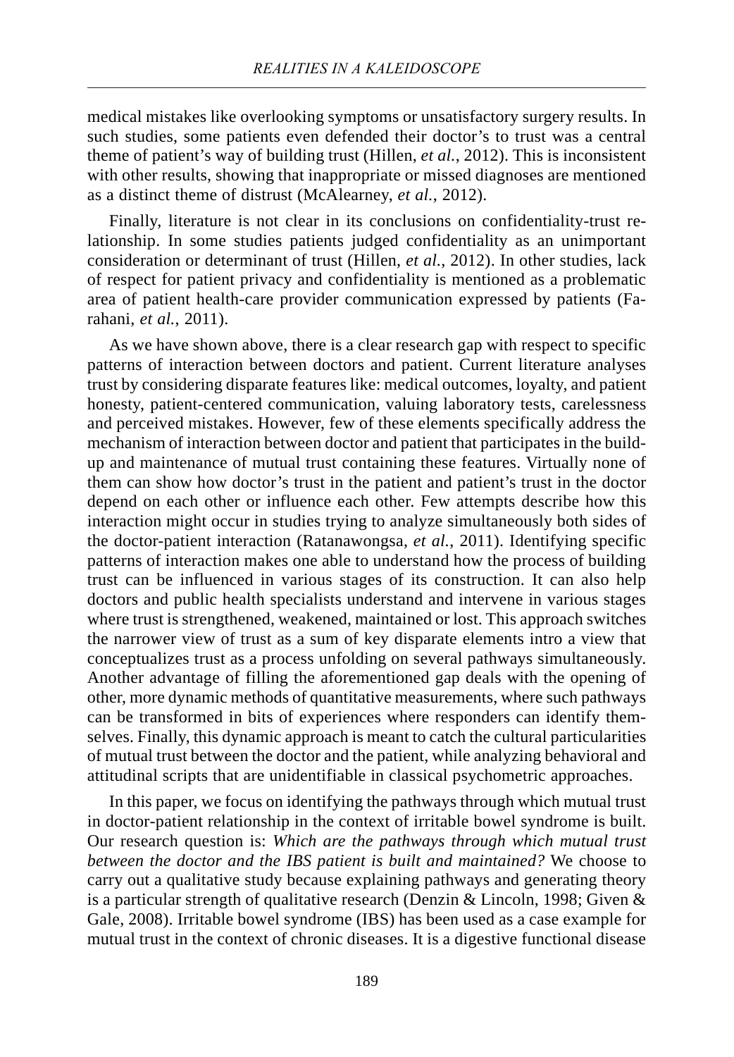medical mistakes like overlooking symptoms or unsatisfactory surgery results. In such studies, some patients even defended their doctor's to trust was a central theme of patient's way of building trust (Hillen, *et al.*, 2012). This is inconsistent with other results, showing that inappropriate or missed diagnoses are mentioned as a distinct theme of distrust (McAlearney, *et al.*, 2012).

Finally, literature is not clear in its conclusions on confidentiality-trust relationship. In some studies patients judged confidentiality as an unimportant consideration or determinant of trust (Hillen, *et al.*, 2012). In other studies, lack of respect for patient privacy and confidentiality is mentioned as a problematic area of patient health-care provider communication expressed by patients (Farahani, *et al.*, 2011).

As we have shown above, there is a clear research gap with respect to specific patterns of interaction between doctors and patient. Current literature analyses trust by considering disparate features like: medical outcomes, loyalty, and patient honesty, patient-centered communication, valuing laboratory tests, carelessness and perceived mistakes. However, few of these elements specifically address the mechanism of interaction between doctor and patient that participates in the build-up and maintenance of mutual trust containing these features. Virtually none of them can show how doctor's trust in the patient and patient's trust in the doctor depend on each other or influence each other. Few attempts describe how this interaction might occur in studies trying to analyze simultaneously both sides of the doctor-patient interaction (Ratanawongsa, *et al.*, 2011). Identifying specific patterns of interaction makes one able to understand how the process of building trust can be influenced in various stages of its construction. It can also help doctors and public health specialists understand and intervene in various stages where trust is strengthened, weakened, maintained or lost. This approach switches the narrower view of trust as a sum of key disparate elements intro a view that conceptualizes trust as a process unfolding on several pathways simultaneously. Another advantage of filling the aforementioned gap deals with the opening of other, more dynamic methods of quantitative measurements, where such pathways can be transformed in bits of experiences where responders can identify themselves. Finally, this dynamic approach is meant to catch the cultural particularities of mutual trust between the doctor and the patient, while analyzing behavioral and attitudinal scripts that are unidentifiable in classical psychometric approaches.

In this paper, we focus on identifying the pathways through which mutual trust in doctor-patient relationship in the context of irritable bowel syndrome is built. Our research question is: *Which are the pathways through which mutual trust between the doctor and the IBS patient is built and maintained?* We choose to carry out a qualitative study because explaining pathways and generating theory is a particular strength of qualitative research (Denzin & Lincoln, 1998; Given & Gale, 2008). Irritable bowel syndrome (IBS) has been used as a case example for mutual trust in the context of chronic diseases. It is a digestive functional disease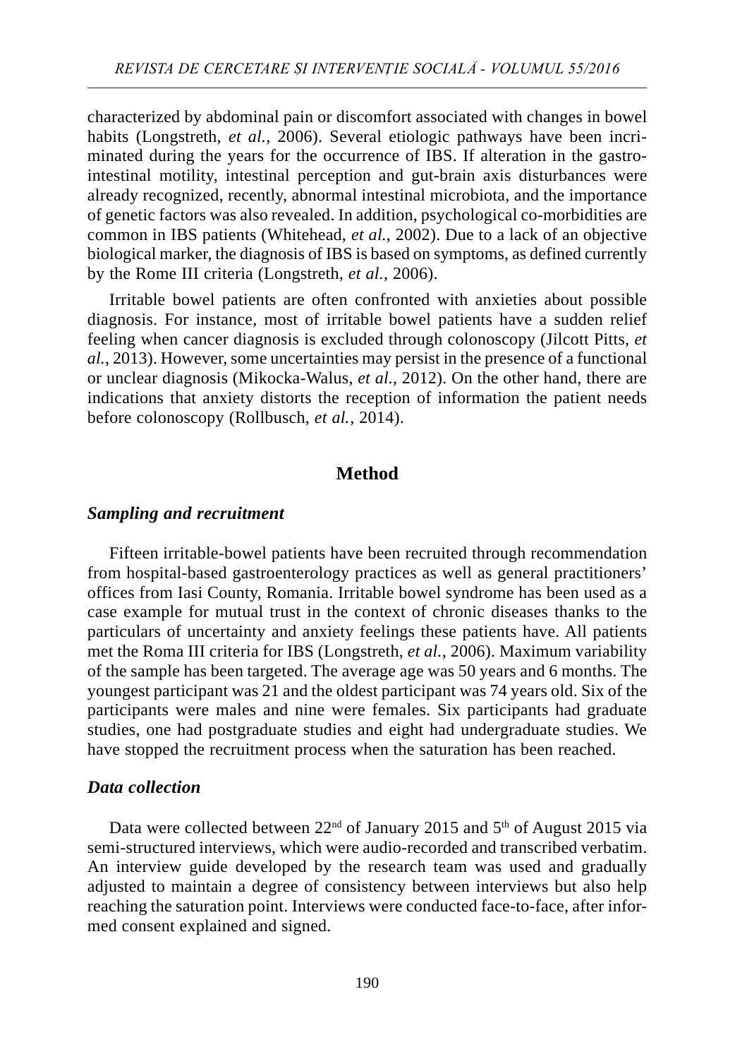characterized by abdominal pain or discomfort associated with changes in bowel habits (Longstreth, *et al.*, 2006). Several etiologic pathways have been incriminated during the years for the occurrence of IBS. If alteration in the gastrointestinal motility, intestinal perception and gut-brain axis disturbances were already recognized, recently, abnormal intestinal microbiota, and the importance of genetic factors was also revealed. In addition, psychological co-morbidities are common in IBS patients (Whitehead, *et al.*, 2002). Due to a lack of an objective biological marker, the diagnosis of IBS is based on symptoms, as defined currently by the Rome III criteria (Longstreth, *et al.*, 2006).

Irritable bowel patients are often confronted with anxieties about possible diagnosis. For instance, most of irritable bowel patients have a sudden relief feeling when cancer diagnosis is excluded through colonoscopy (Jilcott Pitts, *et al.*, 2013). However, some uncertainties may persist in the presence of a functional or unclear diagnosis (Mikocka-Walus, *et al.*, 2012). On the other hand, there are indications that anxiety distorts the reception of information the patient needs before colonoscopy (Rollbusch, *et al.*, 2014).

## Method

### *Sampling and recruitment*

Fifteen irritable-bowel patients have been recruited through recommendation from hospital-based gastroenterology practices as well as general practitioners' offices from Iasi County, Romania. Irritable bowel syndrome has been used as a case example for mutual trust in the context of chronic diseases thanks to the particulars of uncertainty and anxiety feelings these patients have. All patients met the Roma III criteria for IBS (Longstreth, *et al.*, 2006). Maximum variability of the sample has been targeted. The average age was 50 years and 6 months. The youngest participant was 21 and the oldest participant was 74 years old. Six of the participants were males and nine were females. Six participants had graduate studies, one had postgraduate studies and eight had undergraduate studies. We have stopped the recruitment process when the saturation has been reached.

### *Data collection*

Data were collected between 22nd of January 2015 and 5th of August 2015 via semi-structured interviews, which were audio-recorded and transcribed verbatim. An interview guide developed by the research team was used and gradually adjusted to maintain a degree of consistency between interviews but also help reaching the saturation point. Interviews were conducted face-to-face, after informed consent explained and signed.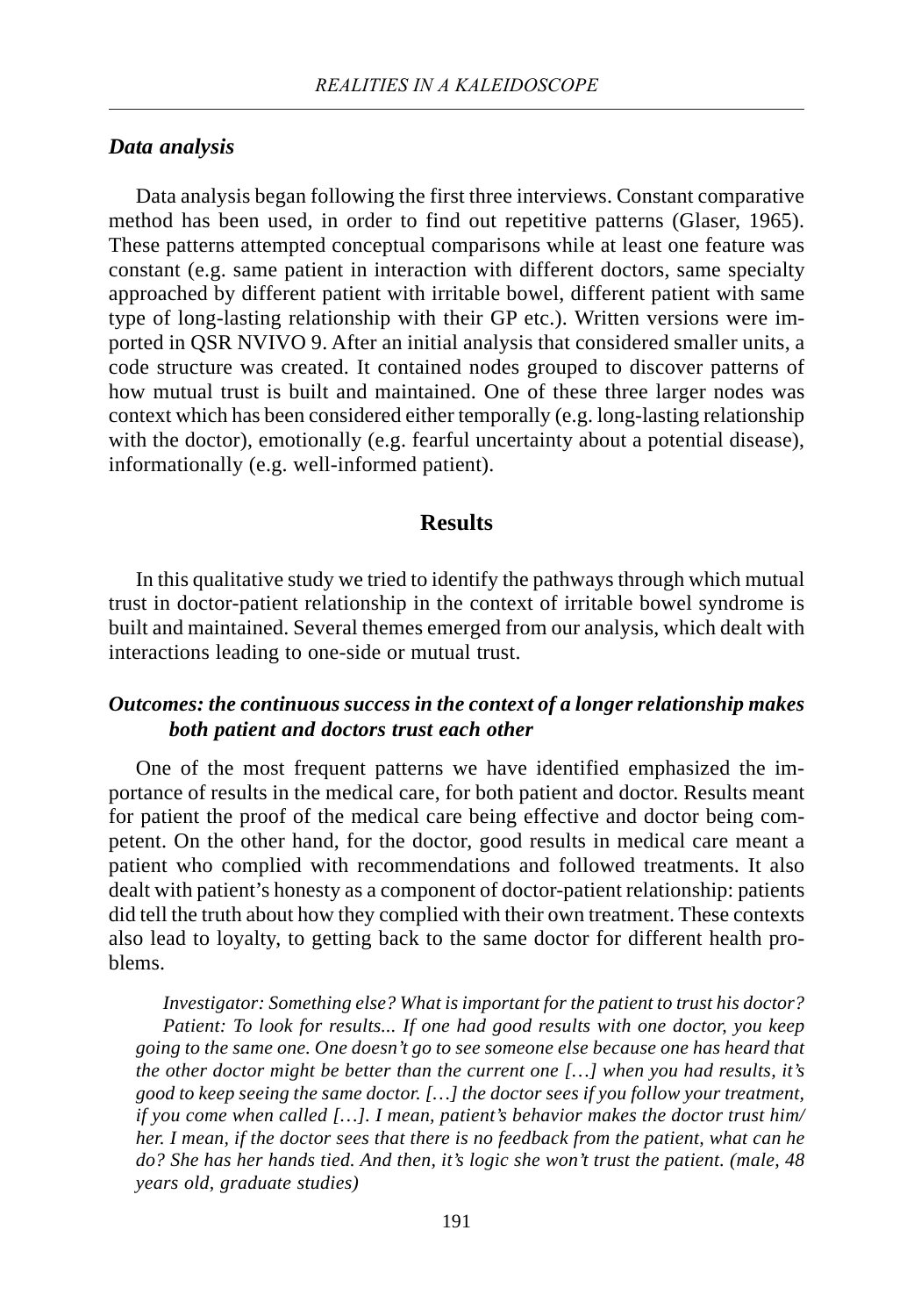### *Data analysis*

Data analysis began following the first three interviews. Constant comparative method has been used, in order to find out repetitive patterns (Glaser, 1965). These patterns attempted conceptual comparisons while at least one feature was constant (e.g. same patient in interaction with different doctors, same specialty approached by different patient with irritable bowel, different patient with same type of long-lasting relationship with their GP etc.). Written versions were imported in QSR NVIVO 9. After an initial analysis that considered smaller units, a code structure was created. It contained nodes grouped to discover patterns of how mutual trust is built and maintained. One of these three larger nodes was context which has been considered either temporally (e.g. long-lasting relationship with the doctor), emotionally (e.g. fearful uncertainty about a potential disease), informationally (e.g. well-informed patient).

## Results

In this qualitative study we tried to identify the pathways through which mutual trust in doctor-patient relationship in the context of irritable bowel syndrome is built and maintained. Several themes emerged from our analysis, which dealt with interactions leading to one-side or mutual trust.

### *Outcomes: the continuous success in the context of a longer relationship makes both patient and doctors trust each other*

One of the most frequent patterns we have identified emphasized the importance of results in the medical care, for both patient and doctor. Results meant for patient the proof of the medical care being effective and doctor being competent. On the other hand, for the doctor, good results in medical care meant a patient who complied with recommendations and followed treatments. It also dealt with patient's honesty as a component of doctor-patient relationship: patients did tell the truth about how they complied with their own treatment. These contexts also lead to loyalty, to getting back to the same doctor for different health problems.

*Investigator: Something else? What is important for the patient to trust his doctor?*
*Patient: To look for results... If one had good results with one doctor, you keep going to the same one. One doesn't go to see someone else because one has heard that the other doctor might be better than the current one […] when you had results, it's good to keep seeing the same doctor. […] the doctor sees if you follow your treatment, if you come when called […]. I mean, patient's behavior makes the doctor trust him/her. I mean, if the doctor sees that there is no feedback from the patient, what can he do? She has her hands tied. And then, it's logic she won't trust the patient. (male, 48 years old, graduate studies)*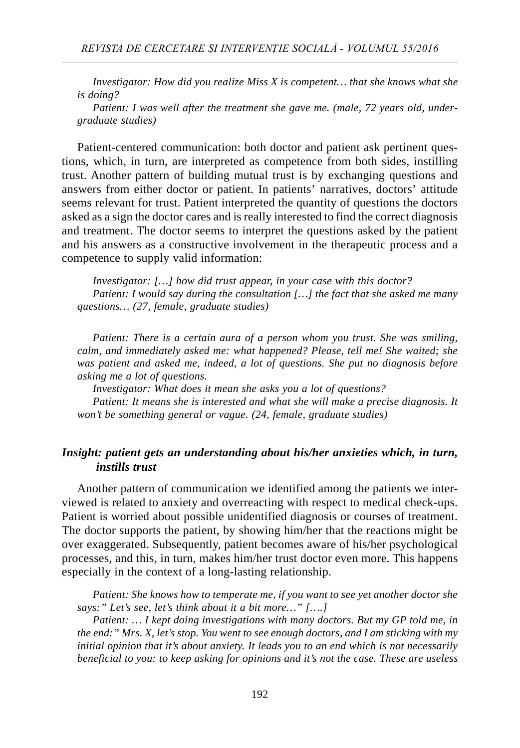*Investigator: How did you realize Miss X is competent… that she knows what she is doing?*

*Patient: I was well after the treatment she gave me. (male, 72 years old, undergraduate studies)*

Patient-centered communication: both doctor and patient ask pertinent questions, which, in turn, are interpreted as competence from both sides, instilling trust. Another pattern of building mutual trust is by exchanging questions and answers from either doctor or patient. In patients' narratives, doctors' attitude seems relevant for trust. Patient interpreted the quantity of questions the doctors asked as a sign the doctor cares and is really interested to find the correct diagnosis and treatment. The doctor seems to interpret the questions asked by the patient and his answers as a constructive involvement in the therapeutic process and a competence to supply valid information:

*Investigator: […] how did trust appear, in your case with this doctor?*

*Patient: I would say during the consultation […] the fact that she asked me many questions… (27, female, graduate studies)*

*Patient: There is a certain aura of a person whom you trust. She was smiling, calm, and immediately asked me: what happened? Please, tell me! She waited; she was patient and asked me, indeed, a lot of questions. She put no diagnosis before asking me a lot of questions.*

*Investigator: What does it mean she asks you a lot of questions?*

*Patient: It means she is interested and what she will make a precise diagnosis. It won't be something general or vague. (24, female, graduate studies)*

### *Insight: patient gets an understanding about his/her anxieties which, in turn, instills trust*

Another pattern of communication we identified among the patients we interviewed is related to anxiety and overreacting with respect to medical check-ups. Patient is worried about possible unidentified diagnosis or courses of treatment. The doctor supports the patient, by showing him/her that the reactions might be over exaggerated. Subsequently, patient becomes aware of his/her psychological processes, and this, in turn, makes him/her trust doctor even more. This happens especially in the context of a long-lasting relationship.

*Patient: She knows how to temperate me, if you want to see yet another doctor she says:" Let's see, let's think about it a bit more…" [….]*

*Patient: … I kept doing investigations with many doctors. But my GP told me, in the end:" Mrs. X, let's stop. You went to see enough doctors, and I am sticking with my initial opinion that it's about anxiety. It leads you to an end which is not necessarily beneficial to you: to keep asking for opinions and it's not the case. These are useless*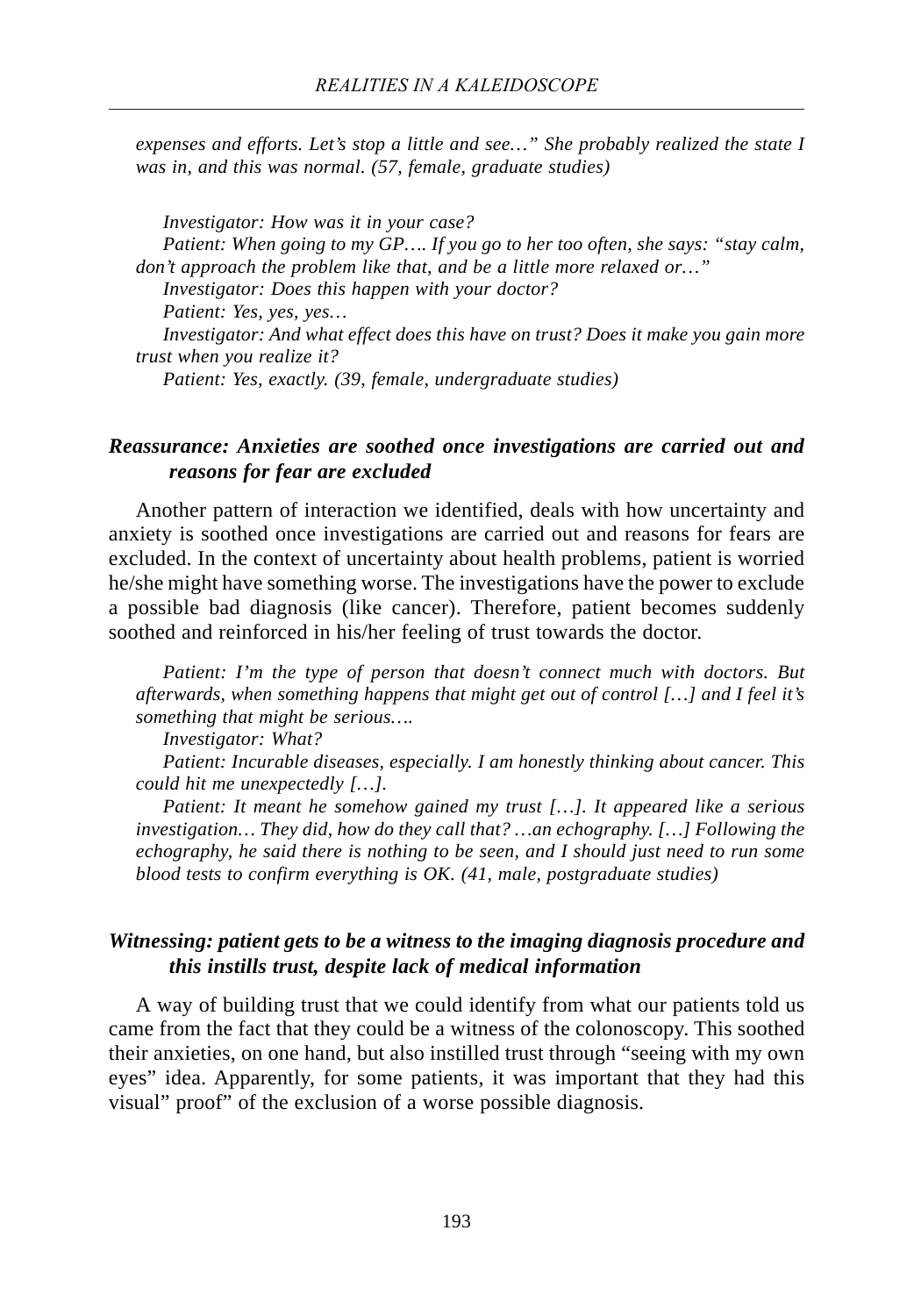*expenses and efforts. Let's stop a little and see…" She probably realized the state I was in, and this was normal. (57, female, graduate studies)*

*Investigator: How was it in your case?*

*Patient: When going to my GP…. If you go to her too often, she says: "stay calm, don't approach the problem like that, and be a little more relaxed or…"*

*Investigator: Does this happen with your doctor?*

*Patient: Yes, yes, yes…*

*Investigator: And what effect does this have on trust? Does it make you gain more trust when you realize it?*

*Patient: Yes, exactly. (39, female, undergraduate studies)*

### *Reassurance: Anxieties are soothed once investigations are carried out and reasons for fear are excluded*

Another pattern of interaction we identified, deals with how uncertainty and anxiety is soothed once investigations are carried out and reasons for fears are excluded. In the context of uncertainty about health problems, patient is worried he/she might have something worse. The investigations have the power to exclude a possible bad diagnosis (like cancer). Therefore, patient becomes suddenly soothed and reinforced in his/her feeling of trust towards the doctor.

*Patient: I'm the type of person that doesn't connect much with doctors. But afterwards, when something happens that might get out of control […] and I feel it's something that might be serious….*

*Investigator: What?*

*Patient: Incurable diseases, especially. I am honestly thinking about cancer. This could hit me unexpectedly […].*

*Patient: It meant he somehow gained my trust […]. It appeared like a serious investigation… They did, how do they call that? …an echography. […] Following the echography, he said there is nothing to be seen, and I should just need to run some blood tests to confirm everything is OK. (41, male, postgraduate studies)*

### *Witnessing: patient gets to be a witness to the imaging diagnosis procedure and this instills trust, despite lack of medical information*

A way of building trust that we could identify from what our patients told us came from the fact that they could be a witness of the colonoscopy. This soothed their anxieties, on one hand, but also instilled trust through "seeing with my own eyes" idea. Apparently, for some patients, it was important that they had this visual" proof" of the exclusion of a worse possible diagnosis.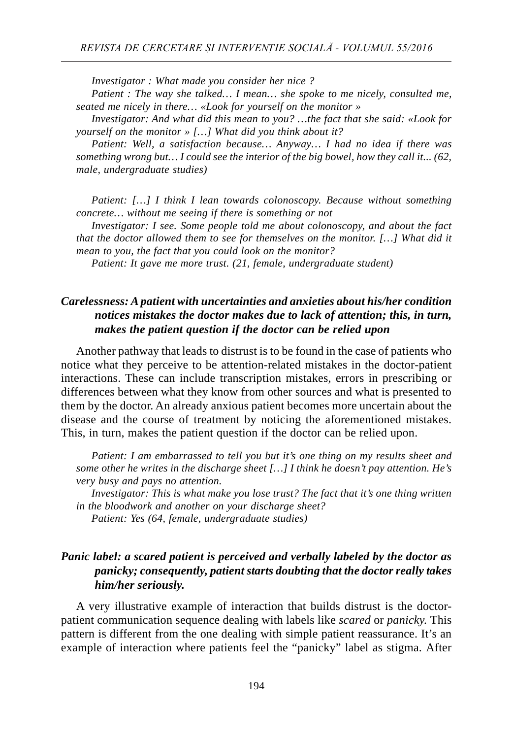*Investigator : What made you consider her nice ?*

*Patient : The way she talked… I mean… she spoke to me nicely, consulted me, seated me nicely in there… «Look for yourself on the monitor »*

*Investigator: And what did this mean to you? …the fact that she said: «Look for yourself on the monitor » […] What did you think about it?*

*Patient: Well, a satisfaction because… Anyway… I had no idea if there was something wrong but… I could see the interior of the big bowel, how they call it... (62, male, undergraduate studies)*

*Patient: […] I think I lean towards colonoscopy. Because without something concrete… without me seeing if there is something or not*

*Investigator: I see. Some people told me about colonoscopy, and about the fact that the doctor allowed them to see for themselves on the monitor. […] What did it mean to you, the fact that you could look on the monitor?*

*Patient: It gave me more trust. (21, female, undergraduate student)*

### *Carelessness: A patient with uncertainties and anxieties about his/her condition notices mistakes the doctor makes due to lack of attention; this, in turn, makes the patient question if the doctor can be relied upon*

Another pathway that leads to distrust is to be found in the case of patients who notice what they perceive to be attention-related mistakes in the doctor-patient interactions. These can include transcription mistakes, errors in prescribing or differences between what they know from other sources and what is presented to them by the doctor. An already anxious patient becomes more uncertain about the disease and the course of treatment by noticing the aforementioned mistakes. This, in turn, makes the patient question if the doctor can be relied upon.

*Patient: I am embarrassed to tell you but it's one thing on my results sheet and some other he writes in the discharge sheet […] I think he doesn't pay attention. He's very busy and pays no attention.*

*Investigator: This is what make you lose trust? The fact that it's one thing written in the bloodwork and another on your discharge sheet?*

*Patient: Yes (64, female, undergraduate studies)*

### *Panic label: a scared patient is perceived and verbally labeled by the doctor as panicky; consequently, patient starts doubting that the doctor really takes him/her seriously.*

A very illustrative example of interaction that builds distrust is the doctor-patient communication sequence dealing with labels like *scared* or *panicky.* This pattern is different from the one dealing with simple patient reassurance. It's an example of interaction where patients feel the "panicky" label as stigma. After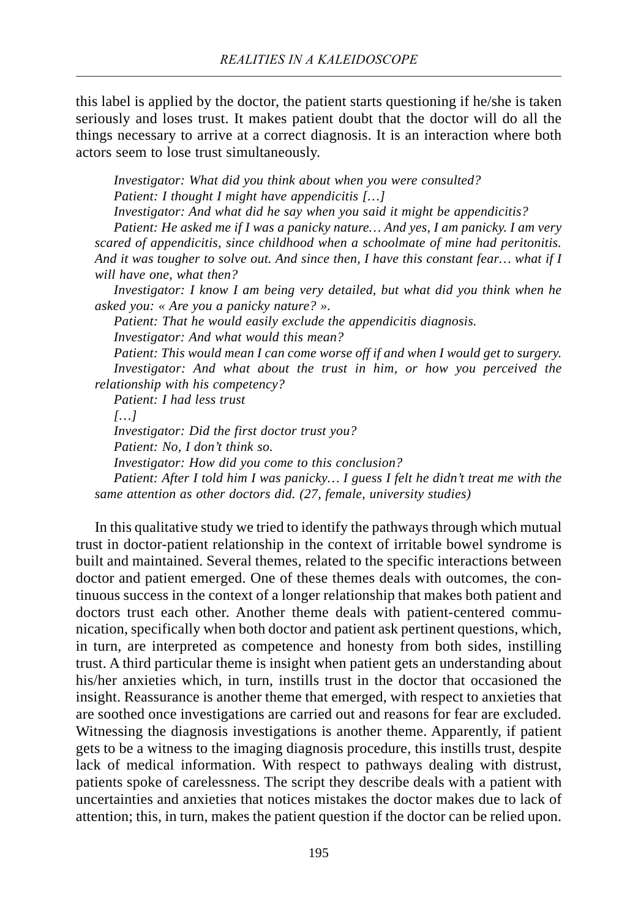this label is applied by the doctor, the patient starts questioning if he/she is taken seriously and loses trust. It makes patient doubt that the doctor will do all the things necessary to arrive at a correct diagnosis. It is an interaction where both actors seem to lose trust simultaneously.

*Investigator: What did you think about when you were consulted?*
*Patient: I thought I might have appendicitis […]*
*Investigator: And what did he say when you said it might be appendicitis?*
*Patient: He asked me if I was a panicky nature… And yes, I am panicky. I am very scared of appendicitis, since childhood when a schoolmate of mine had peritonitis. And it was tougher to solve out. And since then, I have this constant fear… what if I will have one, what then?*
*Investigator: I know I am being very detailed, but what did you think when he asked you: « Are you a panicky nature? ».*
*Patient: That he would easily exclude the appendicitis diagnosis.*
*Investigator: And what would this mean?*
*Patient: This would mean I can come worse off if and when I would get to surgery.*
*Investigator: And what about the trust in him, or how you perceived the relationship with his competency?*
*Patient: I had less trust*
*[…]*
*Investigator: Did the first doctor trust you?*
*Patient: No, I don't think so.*
*Investigator: How did you come to this conclusion?*
*Patient: After I told him I was panicky… I guess I felt he didn't treat me with the same attention as other doctors did. (27, female, university studies)*

In this qualitative study we tried to identify the pathways through which mutual trust in doctor-patient relationship in the context of irritable bowel syndrome is built and maintained. Several themes, related to the specific interactions between doctor and patient emerged. One of these themes deals with outcomes, the continuous success in the context of a longer relationship that makes both patient and doctors trust each other. Another theme deals with patient-centered communication, specifically when both doctor and patient ask pertinent questions, which, in turn, are interpreted as competence and honesty from both sides, instilling trust. A third particular theme is insight when patient gets an understanding about his/her anxieties which, in turn, instills trust in the doctor that occasioned the insight. Reassurance is another theme that emerged, with respect to anxieties that are soothed once investigations are carried out and reasons for fear are excluded. Witnessing the diagnosis investigations is another theme. Apparently, if patient gets to be a witness to the imaging diagnosis procedure, this instills trust, despite lack of medical information. With respect to pathways dealing with distrust, patients spoke of carelessness. The script they describe deals with a patient with uncertainties and anxieties that notices mistakes the doctor makes due to lack of attention; this, in turn, makes the patient question if the doctor can be relied upon.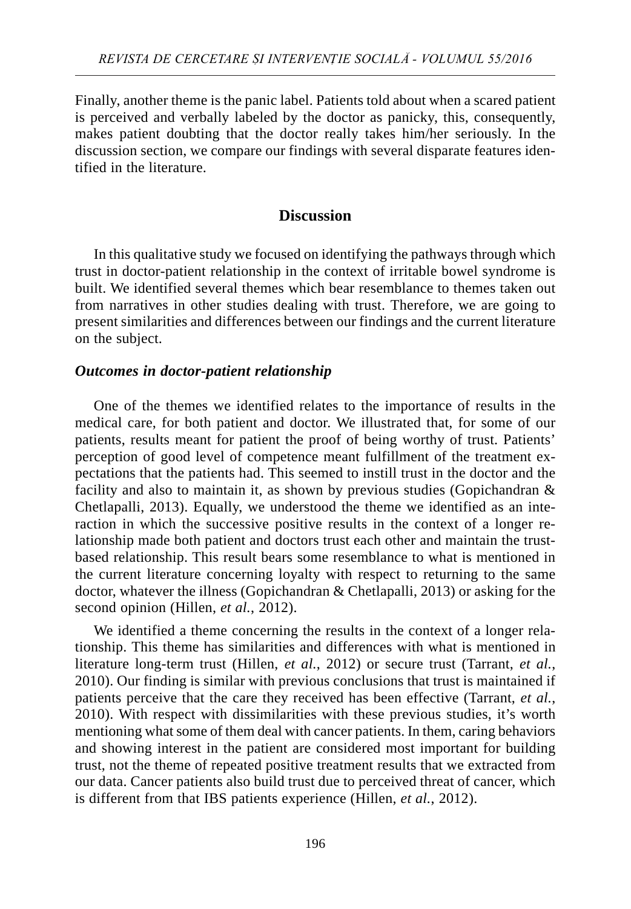Finally, another theme is the panic label. Patients told about when a scared patient is perceived and verbally labeled by the doctor as panicky, this, consequently, makes patient doubting that the doctor really takes him/her seriously. In the discussion section, we compare our findings with several disparate features identified in the literature.

## Discussion

In this qualitative study we focused on identifying the pathways through which trust in doctor-patient relationship in the context of irritable bowel syndrome is built. We identified several themes which bear resemblance to themes taken out from narratives in other studies dealing with trust. Therefore, we are going to present similarities and differences between our findings and the current literature on the subject.

### *Outcomes in doctor-patient relationship*

One of the themes we identified relates to the importance of results in the medical care, for both patient and doctor. We illustrated that, for some of our patients, results meant for patient the proof of being worthy of trust. Patients' perception of good level of competence meant fulfillment of the treatment expectations that the patients had. This seemed to instill trust in the doctor and the facility and also to maintain it, as shown by previous studies (Gopichandran & Chetlapalli, 2013). Equally, we understood the theme we identified as an interaction in which the successive positive results in the context of a longer relationship made both patient and doctors trust each other and maintain the trust-based relationship. This result bears some resemblance to what is mentioned in the current literature concerning loyalty with respect to returning to the same doctor, whatever the illness (Gopichandran & Chetlapalli, 2013) or asking for the second opinion (Hillen, *et al.*, 2012).

We identified a theme concerning the results in the context of a longer relationship. This theme has similarities and differences with what is mentioned in literature long-term trust (Hillen, *et al.*, 2012) or secure trust (Tarrant, *et al.*, 2010). Our finding is similar with previous conclusions that trust is maintained if patients perceive that the care they received has been effective (Tarrant, *et al.*, 2010). With respect with dissimilarities with these previous studies, it's worth mentioning what some of them deal with cancer patients. In them, caring behaviors and showing interest in the patient are considered most important for building trust, not the theme of repeated positive treatment results that we extracted from our data. Cancer patients also build trust due to perceived threat of cancer, which is different from that IBS patients experience (Hillen, *et al.*, 2012).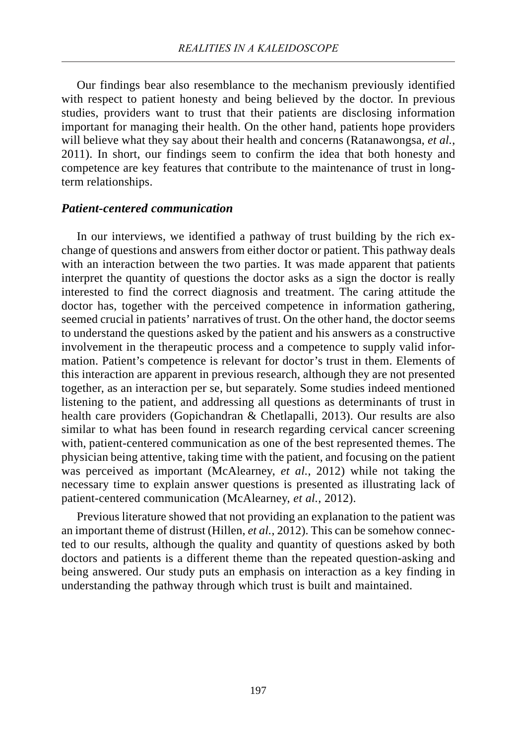Our findings bear also resemblance to the mechanism previously identified with respect to patient honesty and being believed by the doctor. In previous studies, providers want to trust that their patients are disclosing information important for managing their health. On the other hand, patients hope providers will believe what they say about their health and concerns (Ratanawongsa, *et al.*, 2011). In short, our findings seem to confirm the idea that both honesty and competence are key features that contribute to the maintenance of trust in long-term relationships.

### *Patient-centered communication*

In our interviews, we identified a pathway of trust building by the rich exchange of questions and answers from either doctor or patient. This pathway deals with an interaction between the two parties. It was made apparent that patients interpret the quantity of questions the doctor asks as a sign the doctor is really interested to find the correct diagnosis and treatment. The caring attitude the doctor has, together with the perceived competence in information gathering, seemed crucial in patients' narratives of trust. On the other hand, the doctor seems to understand the questions asked by the patient and his answers as a constructive involvement in the therapeutic process and a competence to supply valid information. Patient's competence is relevant for doctor's trust in them. Elements of this interaction are apparent in previous research, although they are not presented together, as an interaction per se, but separately. Some studies indeed mentioned listening to the patient, and addressing all questions as determinants of trust in health care providers (Gopichandran & Chetlapalli, 2013). Our results are also similar to what has been found in research regarding cervical cancer screening with, patient-centered communication as one of the best represented themes. The physician being attentive, taking time with the patient, and focusing on the patient was perceived as important (McAlearney, *et al.*, 2012) while not taking the necessary time to explain answer questions is presented as illustrating lack of patient-centered communication (McAlearney, *et al.*, 2012).

Previous literature showed that not providing an explanation to the patient was an important theme of distrust (Hillen, *et al.*, 2012). This can be somehow connected to our results, although the quality and quantity of questions asked by both doctors and patients is a different theme than the repeated question-asking and being answered. Our study puts an emphasis on interaction as a key finding in understanding the pathway through which trust is built and maintained.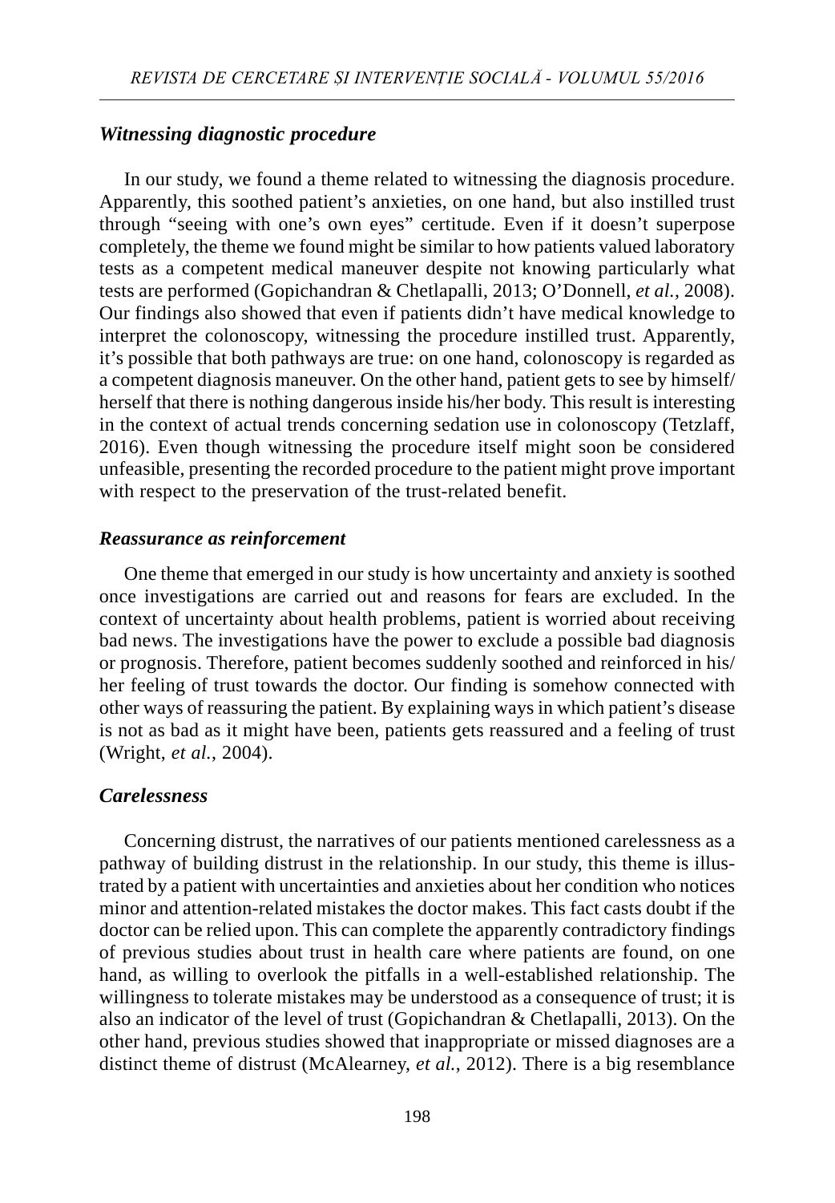### *Witnessing diagnostic procedure*

In our study, we found a theme related to witnessing the diagnosis procedure. Apparently, this soothed patient's anxieties, on one hand, but also instilled trust through "seeing with one's own eyes" certitude. Even if it doesn't superpose completely, the theme we found might be similar to how patients valued laboratory tests as a competent medical maneuver despite not knowing particularly what tests are performed (Gopichandran & Chetlapalli, 2013; O'Donnell, *et al.*, 2008). Our findings also showed that even if patients didn't have medical knowledge to interpret the colonoscopy, witnessing the procedure instilled trust. Apparently, it's possible that both pathways are true: on one hand, colonoscopy is regarded as a competent diagnosis maneuver. On the other hand, patient gets to see by himself/herself that there is nothing dangerous inside his/her body. This result is interesting in the context of actual trends concerning sedation use in colonoscopy (Tetzlaff, 2016). Even though witnessing the procedure itself might soon be considered unfeasible, presenting the recorded procedure to the patient might prove important with respect to the preservation of the trust-related benefit.

### *Reassurance as reinforcement*

One theme that emerged in our study is how uncertainty and anxiety is soothed once investigations are carried out and reasons for fears are excluded. In the context of uncertainty about health problems, patient is worried about receiving bad news. The investigations have the power to exclude a possible bad diagnosis or prognosis. Therefore, patient becomes suddenly soothed and reinforced in his/her feeling of trust towards the doctor. Our finding is somehow connected with other ways of reassuring the patient. By explaining ways in which patient's disease is not as bad as it might have been, patients gets reassured and a feeling of trust (Wright, *et al.*, 2004).

### *Carelessness*

Concerning distrust, the narratives of our patients mentioned carelessness as a pathway of building distrust in the relationship. In our study, this theme is illustrated by a patient with uncertainties and anxieties about her condition who notices minor and attention-related mistakes the doctor makes. This fact casts doubt if the doctor can be relied upon. This can complete the apparently contradictory findings of previous studies about trust in health care where patients are found, on one hand, as willing to overlook the pitfalls in a well-established relationship. The willingness to tolerate mistakes may be understood as a consequence of trust; it is also an indicator of the level of trust (Gopichandran & Chetlapalli, 2013). On the other hand, previous studies showed that inappropriate or missed diagnoses are a distinct theme of distrust (McAlearney, *et al.*, 2012). There is a big resemblance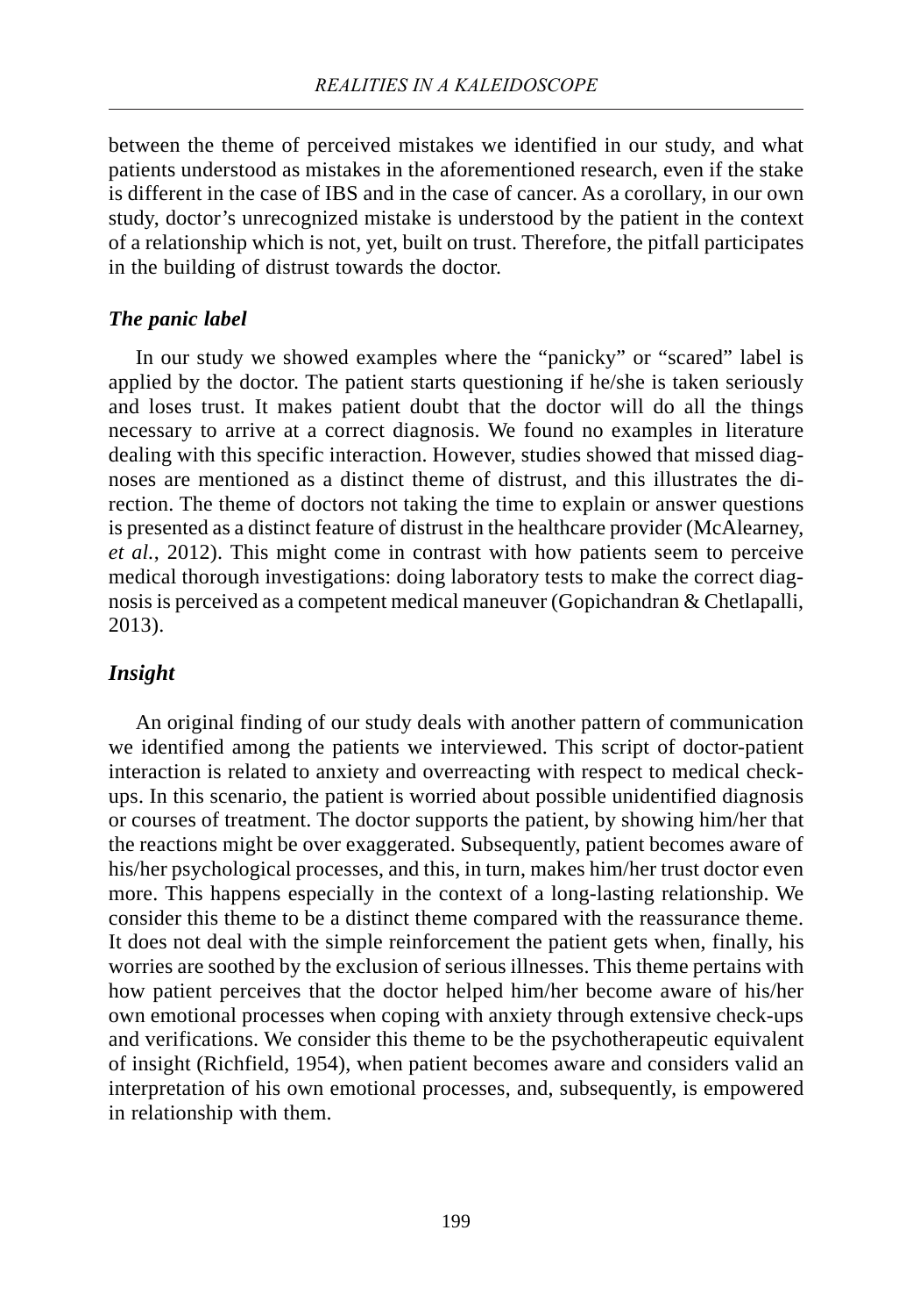between the theme of perceived mistakes we identified in our study, and what patients understood as mistakes in the aforementioned research, even if the stake is different in the case of IBS and in the case of cancer. As a corollary, in our own study, doctor's unrecognized mistake is understood by the patient in the context of a relationship which is not, yet, built on trust. Therefore, the pitfall participates in the building of distrust towards the doctor.

### *The panic label*

In our study we showed examples where the "panicky" or "scared" label is applied by the doctor. The patient starts questioning if he/she is taken seriously and loses trust. It makes patient doubt that the doctor will do all the things necessary to arrive at a correct diagnosis. We found no examples in literature dealing with this specific interaction. However, studies showed that missed diagnoses are mentioned as a distinct theme of distrust, and this illustrates the direction. The theme of doctors not taking the time to explain or answer questions is presented as a distinct feature of distrust in the healthcare provider (McAlearney, *et al.*, 2012). This might come in contrast with how patients seem to perceive medical thorough investigations: doing laboratory tests to make the correct diagnosis is perceived as a competent medical maneuver (Gopichandran & Chetlapalli, 2013).

### *Insight*

An original finding of our study deals with another pattern of communication we identified among the patients we interviewed. This script of doctor-patient interaction is related to anxiety and overreacting with respect to medical check-ups. In this scenario, the patient is worried about possible unidentified diagnosis or courses of treatment. The doctor supports the patient, by showing him/her that the reactions might be over exaggerated. Subsequently, patient becomes aware of his/her psychological processes, and this, in turn, makes him/her trust doctor even more. This happens especially in the context of a long-lasting relationship. We consider this theme to be a distinct theme compared with the reassurance theme. It does not deal with the simple reinforcement the patient gets when, finally, his worries are soothed by the exclusion of serious illnesses. This theme pertains with how patient perceives that the doctor helped him/her become aware of his/her own emotional processes when coping with anxiety through extensive check-ups and verifications. We consider this theme to be the psychotherapeutic equivalent of insight (Richfield, 1954), when patient becomes aware and considers valid an interpretation of his own emotional processes, and, subsequently, is empowered in relationship with them.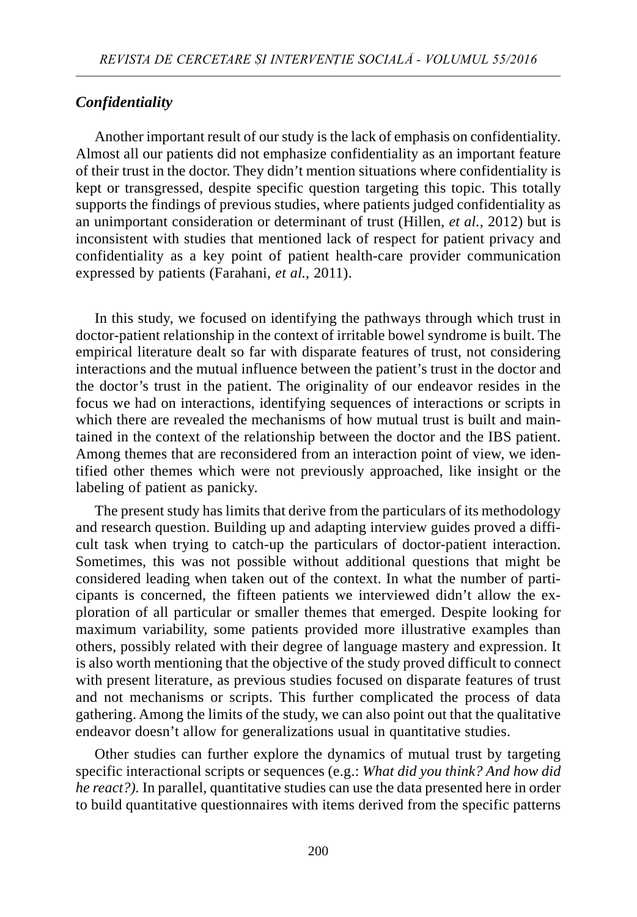### *Confidentiality*

Another important result of our study is the lack of emphasis on confidentiality. Almost all our patients did not emphasize confidentiality as an important feature of their trust in the doctor. They didn't mention situations where confidentiality is kept or transgressed, despite specific question targeting this topic. This totally supports the findings of previous studies, where patients judged confidentiality as an unimportant consideration or determinant of trust (Hillen, *et al.*, 2012) but is inconsistent with studies that mentioned lack of respect for patient privacy and confidentiality as a key point of patient health-care provider communication expressed by patients (Farahani, *et al.*, 2011).

In this study, we focused on identifying the pathways through which trust in doctor-patient relationship in the context of irritable bowel syndrome is built. The empirical literature dealt so far with disparate features of trust, not considering interactions and the mutual influence between the patient's trust in the doctor and the doctor's trust in the patient. The originality of our endeavor resides in the focus we had on interactions, identifying sequences of interactions or scripts in which there are revealed the mechanisms of how mutual trust is built and maintained in the context of the relationship between the doctor and the IBS patient. Among themes that are reconsidered from an interaction point of view, we identified other themes which were not previously approached, like insight or the labeling of patient as panicky.

The present study has limits that derive from the particulars of its methodology and research question. Building up and adapting interview guides proved a difficult task when trying to catch-up the particulars of doctor-patient interaction. Sometimes, this was not possible without additional questions that might be considered leading when taken out of the context. In what the number of participants is concerned, the fifteen patients we interviewed didn't allow the exploration of all particular or smaller themes that emerged. Despite looking for maximum variability, some patients provided more illustrative examples than others, possibly related with their degree of language mastery and expression. It is also worth mentioning that the objective of the study proved difficult to connect with present literature, as previous studies focused on disparate features of trust and not mechanisms or scripts. This further complicated the process of data gathering. Among the limits of the study, we can also point out that the qualitative endeavor doesn't allow for generalizations usual in quantitative studies.

Other studies can further explore the dynamics of mutual trust by targeting specific interactional scripts or sequences (e.g.: *What did you think? And how did he react?).* In parallel, quantitative studies can use the data presented here in order to build quantitative questionnaires with items derived from the specific patterns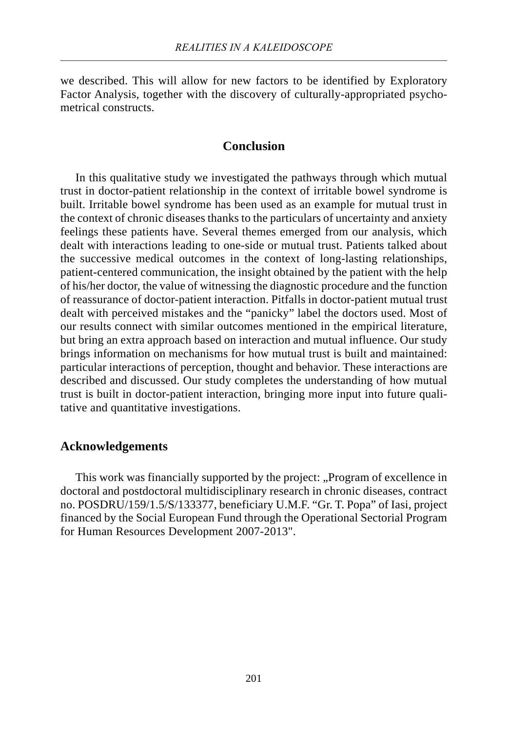we described. This will allow for new factors to be identified by Exploratory Factor Analysis, together with the discovery of culturally-appropriated psychometrical constructs.

## Conclusion

In this qualitative study we investigated the pathways through which mutual trust in doctor-patient relationship in the context of irritable bowel syndrome is built. Irritable bowel syndrome has been used as an example for mutual trust in the context of chronic diseases thanks to the particulars of uncertainty and anxiety feelings these patients have. Several themes emerged from our analysis, which dealt with interactions leading to one-side or mutual trust. Patients talked about the successive medical outcomes in the context of long-lasting relationships, patient-centered communication, the insight obtained by the patient with the help of his/her doctor, the value of witnessing the diagnostic procedure and the function of reassurance of doctor-patient interaction. Pitfalls in doctor-patient mutual trust dealt with perceived mistakes and the "panicky" label the doctors used. Most of our results connect with similar outcomes mentioned in the empirical literature, but bring an extra approach based on interaction and mutual influence. Our study brings information on mechanisms for how mutual trust is built and maintained: particular interactions of perception, thought and behavior. These interactions are described and discussed. Our study completes the understanding of how mutual trust is built in doctor-patient interaction, bringing more input into future qualitative and quantitative investigations.

## Acknowledgements

This work was financially supported by the project: „Program of excellence in doctoral and postdoctoral multidisciplinary research in chronic diseases, contract no. POSDRU/159/1.5/S/133377, beneficiary U.M.F. "Gr. T. Popa" of Iasi, project financed by the Social European Fund through the Operational Sectorial Program for Human Resources Development 2007-2013".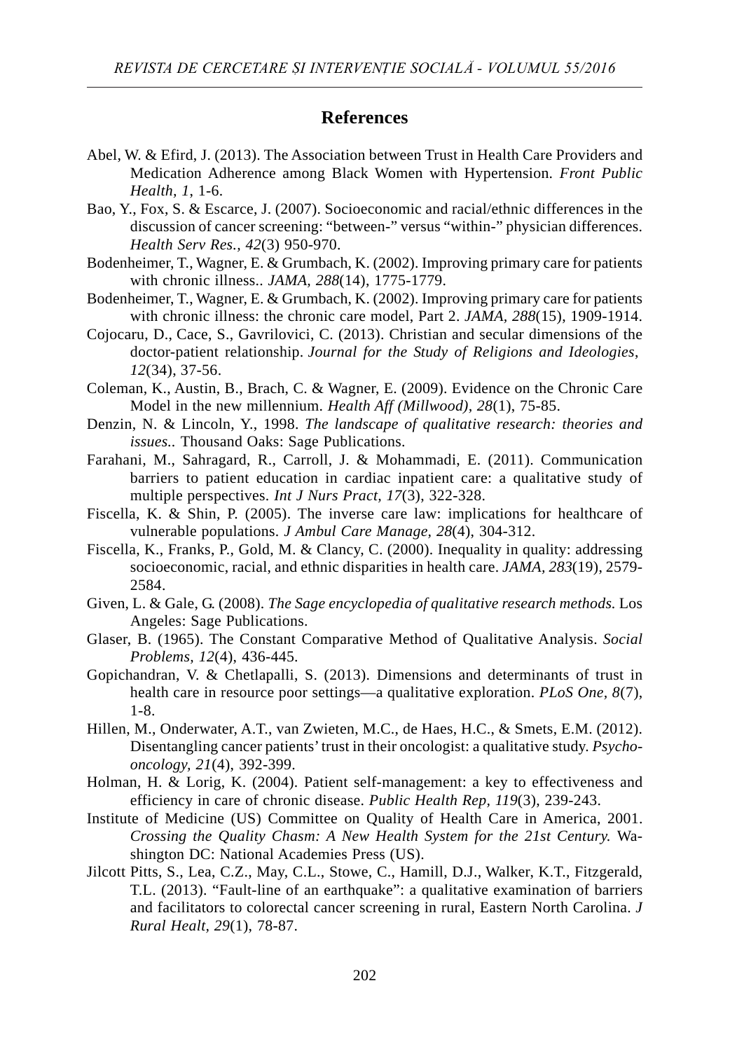## References

Abel, W. & Efird, J. (2013). The Association between Trust in Health Care Providers and Medication Adherence among Black Women with Hypertension. *Front Public Health, 1*, 1-6.

Bao, Y., Fox, S. & Escarce, J. (2007). Socioeconomic and racial/ethnic differences in the discussion of cancer screening: "between-" versus "within-" physician differences. *Health Serv Res., 42*(3) 950-970.

Bodenheimer, T., Wagner, E. & Grumbach, K. (2002). Improving primary care for patients with chronic illness.. *JAMA, 288*(14), 1775-1779.

Bodenheimer, T., Wagner, E. & Grumbach, K. (2002). Improving primary care for patients with chronic illness: the chronic care model, Part 2. *JAMA, 288*(15), 1909-1914.

Cojocaru, D., Cace, S., Gavrilovici, C. (2013). Christian and secular dimensions of the doctor-patient relationship. *Journal for the Study of Religions and Ideologies, 12*(34), 37-56.

Coleman, K., Austin, B., Brach, C. & Wagner, E. (2009). Evidence on the Chronic Care Model in the new millennium. *Health Aff (Millwood), 28*(1), 75-85.

Denzin, N. & Lincoln, Y., 1998. *The landscape of qualitative research: theories and issues.*. Thousand Oaks: Sage Publications.

Farahani, M., Sahragard, R., Carroll, J. & Mohammadi, E. (2011). Communication barriers to patient education in cardiac inpatient care: a qualitative study of multiple perspectives. *Int J Nurs Pract, 17*(3), 322-328.

Fiscella, K. & Shin, P. (2005). The inverse care law: implications for healthcare of vulnerable populations. *J Ambul Care Manage, 28*(4), 304-312.

Fiscella, K., Franks, P., Gold, M. & Clancy, C. (2000). Inequality in quality: addressing socioeconomic, racial, and ethnic disparities in health care. *JAMA, 283*(19), 2579-2584.

Given, L. & Gale, G. (2008). *The Sage encyclopedia of qualitative research methods.* Los Angeles: Sage Publications.

Glaser, B. (1965). The Constant Comparative Method of Qualitative Analysis. *Social Problems, 12*(4), 436-445.

Gopichandran, V. & Chetlapalli, S. (2013). Dimensions and determinants of trust in health care in resource poor settings—a qualitative exploration. *PLoS One, 8*(7), 1-8.

Hillen, M., Onderwater, A.T., van Zwieten, M.C., de Haes, H.C., & Smets, E.M. (2012). Disentangling cancer patients' trust in their oncologist: a qualitative study. *Psycho-oncology, 21*(4), 392-399.

Holman, H. & Lorig, K. (2004). Patient self-management: a key to effectiveness and efficiency in care of chronic disease. *Public Health Rep, 119*(3), 239-243.

Institute of Medicine (US) Committee on Quality of Health Care in America, 2001. *Crossing the Quality Chasm: A New Health System for the 21st Century.* Washington DC: National Academies Press (US).

Jilcott Pitts, S., Lea, C.Z., May, C.L., Stowe, C., Hamill, D.J., Walker, K.T., Fitzgerald, T.L. (2013). "Fault-line of an earthquake": a qualitative examination of barriers and facilitators to colorectal cancer screening in rural, Eastern North Carolina. *J Rural Healt, 29*(1), 78-87.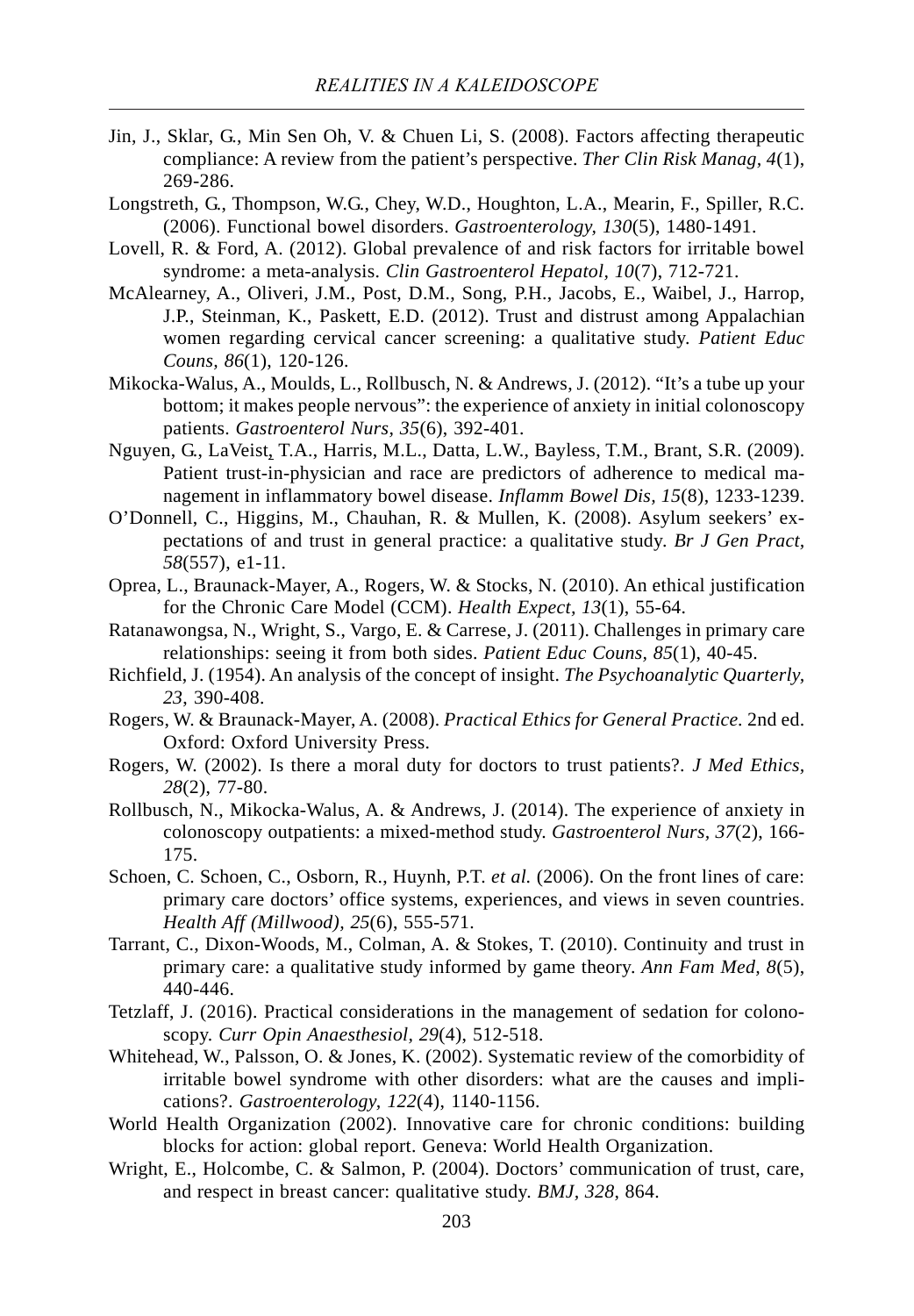Jin, J., Sklar, G., Min Sen Oh, V. & Chuen Li, S. (2008). Factors affecting therapeutic compliance: A review from the patient's perspective. *Ther Clin Risk Manag, 4*(1), 269-286.

Longstreth, G., Thompson, W.G., Chey, W.D., Houghton, L.A., Mearin, F., Spiller, R.C. (2006). Functional bowel disorders. *Gastroenterology, 130*(5), 1480-1491.

Lovell, R. & Ford, A. (2012). Global prevalence of and risk factors for irritable bowel syndrome: a meta-analysis. *Clin Gastroenterol Hepatol, 10*(7), 712-721.

McAlearney, A., Oliveri, J.M., Post, D.M., Song, P.H., Jacobs, E., Waibel, J., Harrop, J.P., Steinman, K., Paskett, E.D. (2012). Trust and distrust among Appalachian women regarding cervical cancer screening: a qualitative study. *Patient Educ Couns, 86*(1), 120-126.

Mikocka-Walus, A., Moulds, L., Rollbusch, N. & Andrews, J. (2012). "It's a tube up your bottom; it makes people nervous": the experience of anxiety in initial colonoscopy patients. *Gastroenterol Nurs, 35*(6), 392-401.

Nguyen, G., LaVeist, T.A., Harris, M.L., Datta, L.W., Bayless, T.M., Brant, S.R. (2009). Patient trust-in-physician and race are predictors of adherence to medical management in inflammatory bowel disease. *Inflamm Bowel Dis, 15*(8), 1233-1239.

O'Donnell, C., Higgins, M., Chauhan, R. & Mullen, K. (2008). Asylum seekers' expectations of and trust in general practice: a qualitative study. *Br J Gen Pract, 58*(557), e1-11.

Oprea, L., Braunack-Mayer, A., Rogers, W. & Stocks, N. (2010). An ethical justification for the Chronic Care Model (CCM). *Health Expect, 13*(1), 55-64.

Ratanawongsa, N., Wright, S., Vargo, E. & Carrese, J. (2011). Challenges in primary care relationships: seeing it from both sides. *Patient Educ Couns, 85*(1), 40-45.

Richfield, J. (1954). An analysis of the concept of insight. *The Psychoanalytic Quarterly, 23*, 390-408.

Rogers, W. & Braunack-Mayer, A. (2008). *Practical Ethics for General Practice*. 2nd ed. Oxford: Oxford University Press.

Rogers, W. (2002). Is there a moral duty for doctors to trust patients?. *J Med Ethics, 28*(2), 77-80.

Rollbusch, N., Mikocka-Walus, A. & Andrews, J. (2014). The experience of anxiety in colonoscopy outpatients: a mixed-method study. *Gastroenterol Nurs, 37*(2), 166-175.

Schoen, C. Schoen, C., Osborn, R., Huynh, P.T. *et al.* (2006). On the front lines of care: primary care doctors' office systems, experiences, and views in seven countries. *Health Aff (Millwood), 25*(6), 555-571.

Tarrant, C., Dixon-Woods, M., Colman, A. & Stokes, T. (2010). Continuity and trust in primary care: a qualitative study informed by game theory. *Ann Fam Med, 8*(5), 440-446.

Tetzlaff, J. (2016). Practical considerations in the management of sedation for colonoscopy. *Curr Opin Anaesthesiol, 29*(4), 512-518.

Whitehead, W., Palsson, O. & Jones, K. (2002). Systematic review of the comorbidity of irritable bowel syndrome with other disorders: what are the causes and implications?. *Gastroenterology, 122*(4), 1140-1156.

World Health Organization (2002). Innovative care for chronic conditions: building blocks for action: global report. Geneva: World Health Organization.

Wright, E., Holcombe, C. & Salmon, P. (2004). Doctors' communication of trust, care, and respect in breast cancer: qualitative study. *BMJ, 328*, 864.